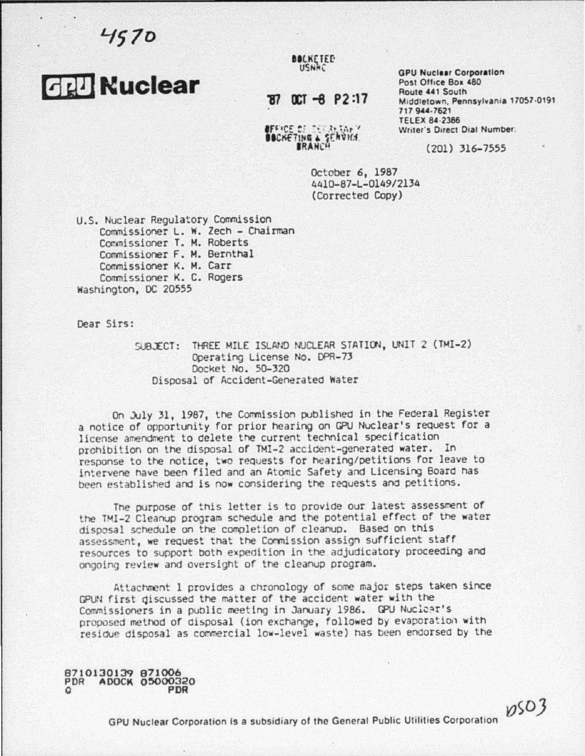4570

**GPU Nuclear**

DOCKETED
USNRC

'87 OCT -8 P2:17

OFFICE OF SECRETARY
DOCKETING & SERVICE
BRANCH

GPU Nuclear Corporation
Post Office Box 480
Route 441 South
Middletown, Pennsylvania 17057-0191
717 944-7621
TELEX 84-2386
Writer's Direct Dial Number:

(201) 316-7555

October 6, 1987
4410-87-L-0149/2134
(Corrected Copy)

U.S. Nuclear Regulatory Commission
Commissioner L. W. Zech - Chairman
Commissioner T. M. Roberts
Commissioner F. M. Bernthal
Commissioner K. M. Carr
Commissioner K. C. Rogers
Washington, DC 20555

Dear Sirs:

SUBJECT: THREE MILE ISLAND NUCLEAR STATION, UNIT 2 (TMI-2)
Operating License No. DPR-73
Docket No. 50-320
Disposal of Accident-Generated Water

On July 31, 1987, the Commission published in the Federal Register a notice of opportunity for prior hearing on GPU Nuclear's request for a license amendment to delete the current technical specification prohibition on the disposal of TMI-2 accident-generated water. In response to the notice, two requests for hearing/petitions for leave to intervene have been filed and an Atomic Safety and Licensing Board has been established and is now considering the requests and petitions.

The purpose of this letter is to provide our latest assessment of the TMI-2 Cleanup program schedule and the potential effect of the water disposal schedule on the completion of cleanup. Based on this assessment, we request that the Commission assign sufficient staff resources to support both expedition in the adjudicatory proceeding and ongoing review and oversight of the cleanup program.

Attachment 1 provides a chronology of some major steps taken since GPUN first discussed the matter of the accident water with the Commissioners in a public meeting in January 1986. GPU Nuclear's proposed method of disposal (ion exchange, followed by evaporation with residue disposal as commercial low-level waste) has been endorsed by the

8710130139 871006
PDR ADOCK 05000320
G PDR

GPU Nuclear Corporation is a subsidiary of the General Public Utilities Corporation

DS03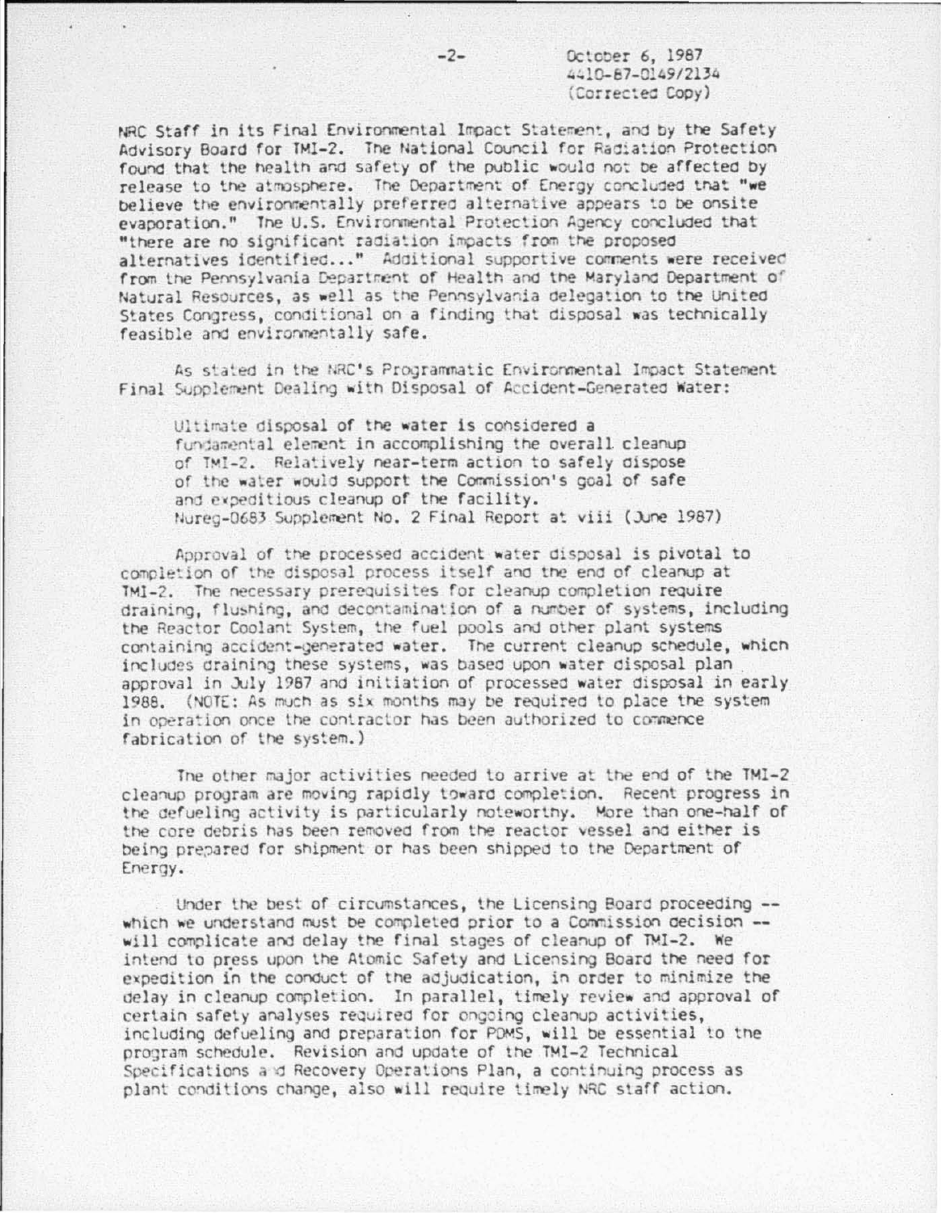NRC Staff in its Final Environmental Impact Statement, and by the Safety Advisory Board for TMI-2. The National Council for Radiation Protection found that the health and safety of the public would not be affected by release to the atmosphere. The Department of Energy concluded that "we believe the environmentally preferred alternative appears to be onsite evaporation." The U.S. Environmental Protection Agency concluded that "there are no significant radiation impacts from the proposed alternatives identified..." Additional supportive comments were received from the Pennsylvania Department of Health and the Maryland Department of Natural Resources, as well as the Pennsylvania delegation to the United States Congress, conditional on a finding that disposal was technically feasible and environmentally safe.

As stated in the NRC's Programmatic Environmental Impact Statement Final Supplement Dealing with Disposal of Accident-Generated Water:

> Ultimate disposal of the water is considered a fundamental element in accomplishing the overall cleanup of TMI-2. Relatively near-term action to safely dispose of the water would support the Commission's goal of safe and expeditious cleanup of the facility.
> Nureg-0683 Supplement No. 2 Final Report at viii (June 1987)

Approval of the processed accident water disposal is pivotal to completion of the disposal process itself and the end of cleanup at TMI-2. The necessary prerequisites for cleanup completion require draining, flushing, and decontamination of a number of systems, including the Reactor Coolant System, the fuel pools and other plant systems containing accident-generated water. The current cleanup schedule, which includes draining these systems, was based upon water disposal plan approval in July 1987 and initiation of processed water disposal in early 1988. (NOTE: As much as six months may be required to place the system in operation once the contractor has been authorized to commence fabrication of the system.)

The other major activities needed to arrive at the end of the TMI-2 cleanup program are moving rapidly toward completion. Recent progress in the defueling activity is particularly noteworthy. More than one-half of the core debris has been removed from the reactor vessel and either is being prepared for shipment or has been shipped to the Department of Energy.

Under the best of circumstances, the Licensing Board proceeding -- which we understand must be completed prior to a Commission decision -- will complicate and delay the final stages of cleanup of TMI-2. We intend to press upon the Atomic Safety and Licensing Board the need for expedition in the conduct of the adjudication, in order to minimize the delay in cleanup completion. In parallel, timely review and approval of certain safety analyses required for ongoing cleanup activities, including defueling and preparation for PDMS, will be essential to the program schedule. Revision and update of the TMI-2 Technical Specifications and Recovery Operations Plan, a continuing process as plant conditions change, also will require timely NRC staff action.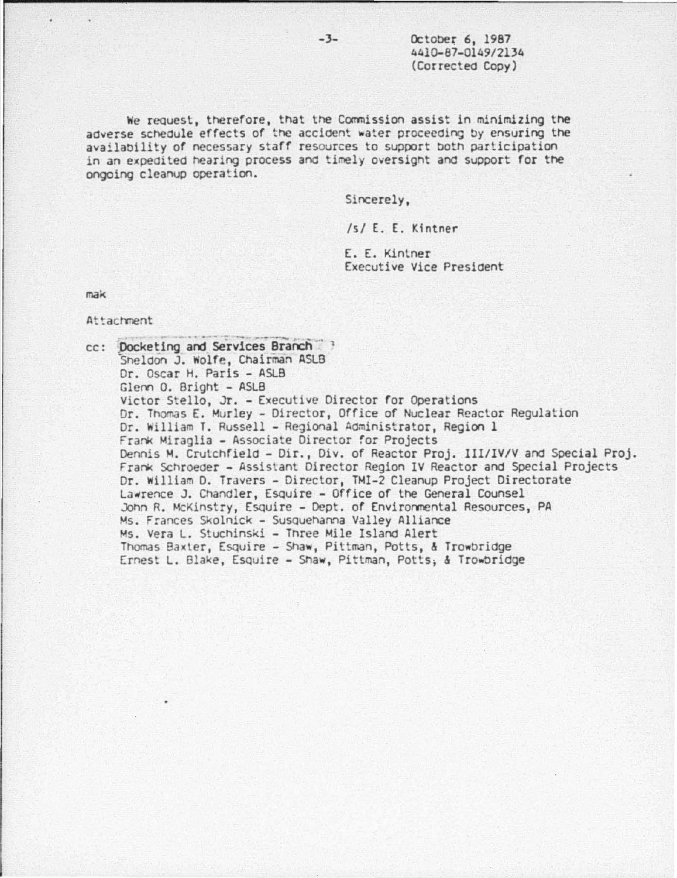October 6, 1987
4410-87-0149/2134
(Corrected Copy)

We request, therefore, that the Commission assist in minimizing the adverse schedule effects of the accident water proceeding by ensuring the availability of necessary staff resources to support both participation in an expedited hearing process and timely oversight and support for the ongoing cleanup operation.

Sincerely,

/s/ E. E. Kintner

E. E. Kintner
Executive Vice President

mak

Attachment

cc: Docketing and Services Branch
Sheldon J. Wolfe, Chairman ASLB
Dr. Oscar H. Paris - ASLB
Glenn O. Bright - ASLB
Victor Stello, Jr. - Executive Director for Operations
Dr. Thomas E. Murley - Director, Office of Nuclear Reactor Regulation
Dr. William T. Russell - Regional Administrator, Region 1
Frank Miraglia - Associate Director for Projects
Dennis M. Crutchfield - Dir., Div. of Reactor Proj. III/IV/V and Special Proj.
Frank Schroeder - Assistant Director Region IV Reactor and Special Projects
Dr. William D. Travers - Director, TMI-2 Cleanup Project Directorate
Lawrence J. Chandler, Esquire - Office of the General Counsel
John R. McKinstry, Esquire - Dept. of Environmental Resources, PA
Ms. Frances Skolnick - Susquehanna Valley Alliance
Ms. Vera L. Stuchinski - Three Mile Island Alert
Thomas Baxter, Esquire - Shaw, Pittman, Potts, & Trowbridge
Ernest L. Blake, Esquire - Shaw, Pittman, Potts, & Trowbridge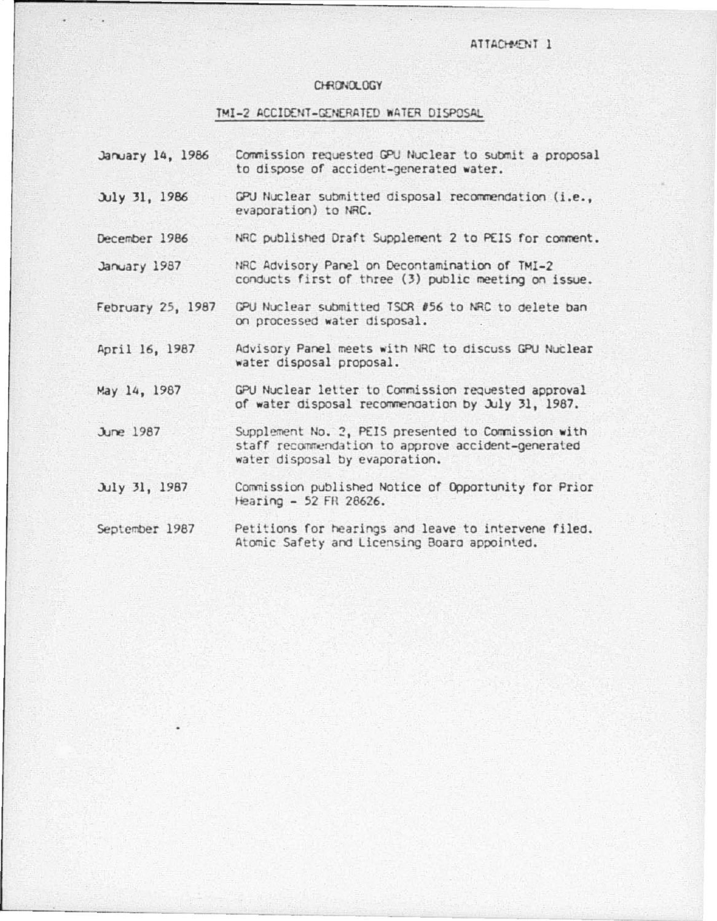ATTACHMENT 1

## CHRONOLOGY

### TMI-2 ACCIDENT-GENERATED WATER DISPOSAL

| | |
|---|---|
| January 14, 1986 | Commission requested GPU Nuclear to submit a proposal to dispose of accident-generated water. |
| July 31, 1986 | GPU Nuclear submitted disposal recommendation (i.e., evaporation) to NRC. |
| December 1986 | NRC published Draft Supplement 2 to PEIS for comment. |
| January 1987 | NRC Advisory Panel on Decontamination of TMI-2 conducts first of three (3) public meeting on issue. |
| February 25, 1987 | GPU Nuclear submitted TSCR #56 to NRC to delete ban on processed water disposal. |
| April 16, 1987 | Advisory Panel meets with NRC to discuss GPU Nuclear water disposal proposal. |
| May 14, 1987 | GPU Nuclear letter to Commission requested approval of water disposal recommendation by July 31, 1987. |
| June 1987 | Supplement No. 2, PEIS presented to Commission with staff recommendation to approve accident-generated water disposal by evaporation. |
| July 31, 1987 | Commission published Notice of Opportunity for Prior Hearing - 52 FR 28626. |
| September 1987 | Petitions for hearings and leave to intervene filed. Atomic Safety and Licensing Board appointed. |